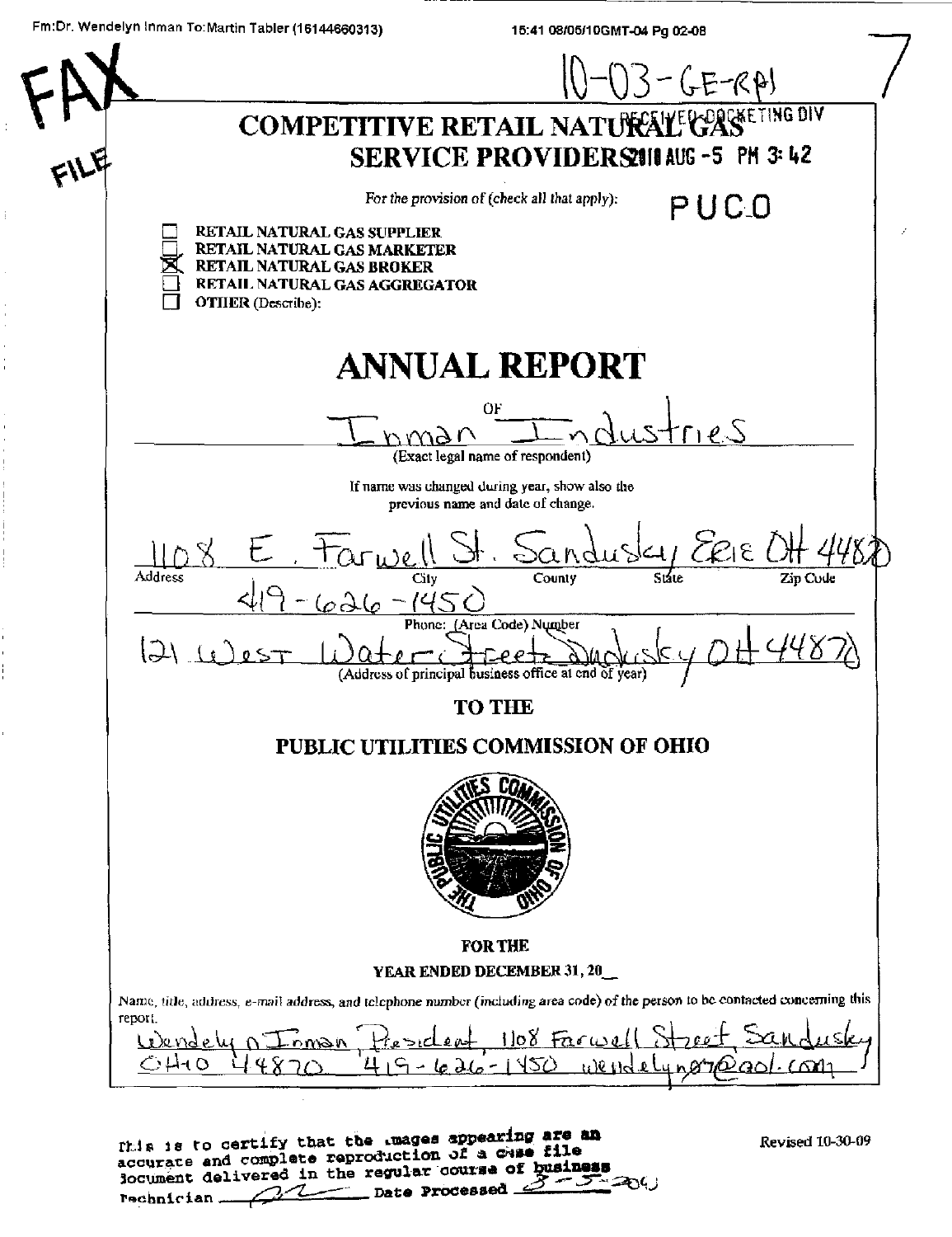FAX

FILE

10-03-GE-RPI

7

RECEIVED-DOCKETING DIV

2010 AUG -5 PM 3:42

PUCO

# COMPETITIVE RETAIL NATURAL GAS SERVICE PROVIDERS

*For the provision of (check all that apply):*

- ☐ RETAIL NATURAL GAS SUPPLIER
- ☐ RETAIL NATURAL GAS MARKETER
- ☒ RETAIL NATURAL GAS BROKER
- ☐ RETAIL NATURAL GAS AGGREGATOR
- ☐ OTHER (Describe):

# ANNUAL REPORT

OF

Inman Industries

(Exact legal name of respondent)

If name was changed during year, show also the previous name and date of change.

1108 E. Farwell St. Sandusky Erie OH 44870

Address City County State Zip Code

419-626-1450

Phone: (Area Code) Number

121 West Water Street Sandusky OH 44870

(Address of principal business office at end of year)

## TO THE

## PUBLIC UTILITIES COMMISSION OF OHIO

## FOR THE

### YEAR ENDED DECEMBER 31, 20__

Name, title, address, e-mail address, and telephone number (including area code) of the person to be contacted concerning this report.

Wendelyn Inman, President 1108 Farwell Street, Sandusky OHIO 44870 419-626-1450 wendelyn07@aol.com

Revised 10-30-09

This is to certify that the images appearing are an accurate and complete reproduction of a case file document delivered in the regular course of business
Technician ________ Date Processed 8-5-2010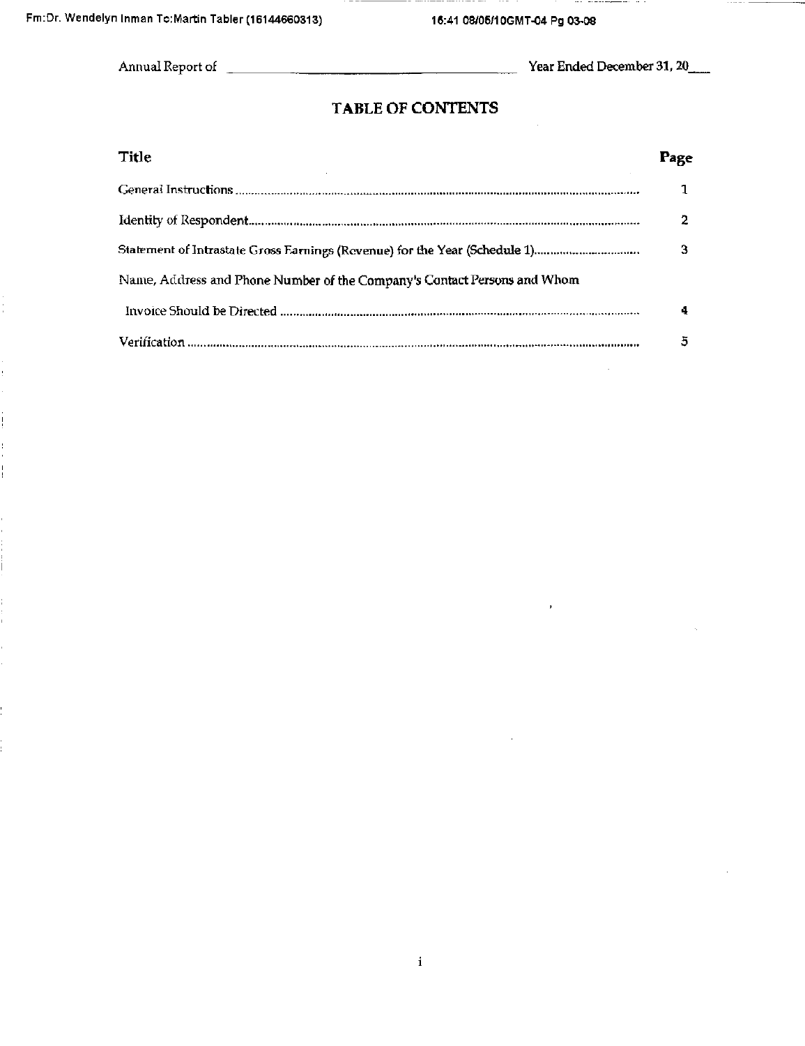Annual Report of ______________________ Year Ended December 31, 20___

# TABLE OF CONTENTS

| Title | Page |
|---|---|
| General Instructions | 1 |
| Identity of Respondent | 2 |
| Statement of Intrastate Gross Earnings (Revenue) for the Year (Schedule 1) | 3 |
| Name, Address and Phone Number of the Company's Contact Persons and Whom Invoice Should be Directed | 4 |
| Verification | 5 |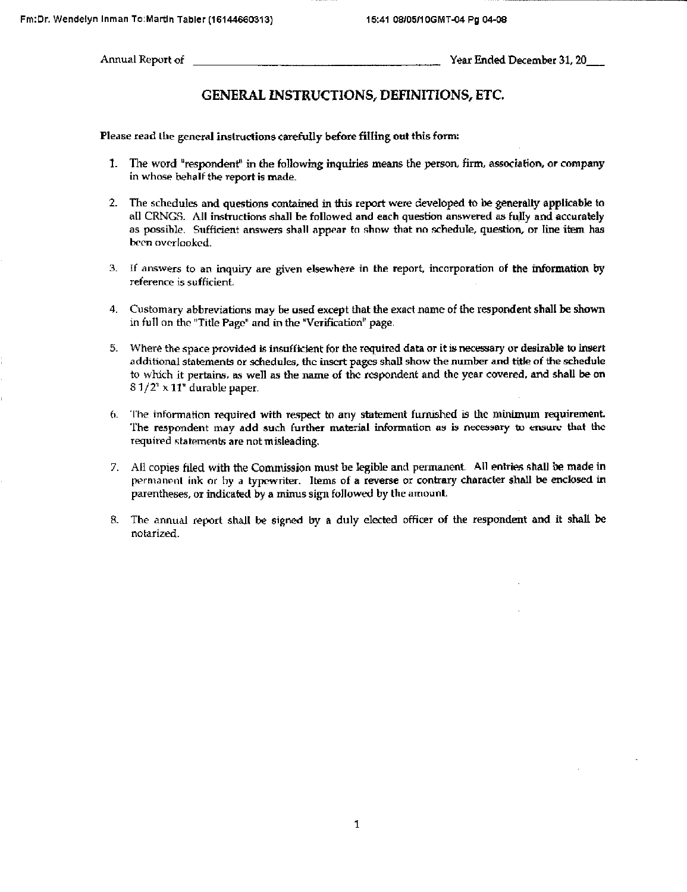Annual Report of \_\_\_\_\_\_\_\_\_\_\_\_\_\_\_\_\_\_\_\_\_\_\_\_\_\_\_\_\_\_\_\_\_\_\_\_ Year Ended December 31, 20\_\_\_

## GENERAL INSTRUCTIONS, DEFINITIONS, ETC.

Please read the general instructions carefully before filling out this form:

1. The word "respondent" in the following inquiries means the person, firm, association, or company in whose behalf the report is made.

2. The schedules and questions contained in this report were developed to be generally applicable to all CRNGS. All instructions shall be followed and each question answered as fully and accurately as possible. Sufficient answers shall appear to show that no schedule, question, or line item has been overlooked.

3. If answers to an inquiry are given elsewhere in the report, incorporation of the information by reference is sufficient.

4. Customary abbreviations may be used except that the exact name of the respondent shall be shown in full on the "Title Page" and in the "Verification" page.

5. Where the space provided is insufficient for the required data or it is necessary or desirable to insert additional statements or schedules, the insert pages shall show the number and title of the schedule to which it pertains, as well as the name of the respondent and the year covered, and shall be on 8 1/2" x 11" durable paper.

6. The information required with respect to any statement furnished is the minimum requirement. The respondent may add such further material information as is necessary to ensure that the required statements are not misleading.

7. All copies filed with the Commission must be legible and permanent. All entries shall be made in permanent ink or by a typewriter. Items of a reverse or contrary character shall be enclosed in parentheses, or indicated by a minus sign followed by the amount.

8. The annual report shall be signed by a duly elected officer of the respondent and it shall be notarized.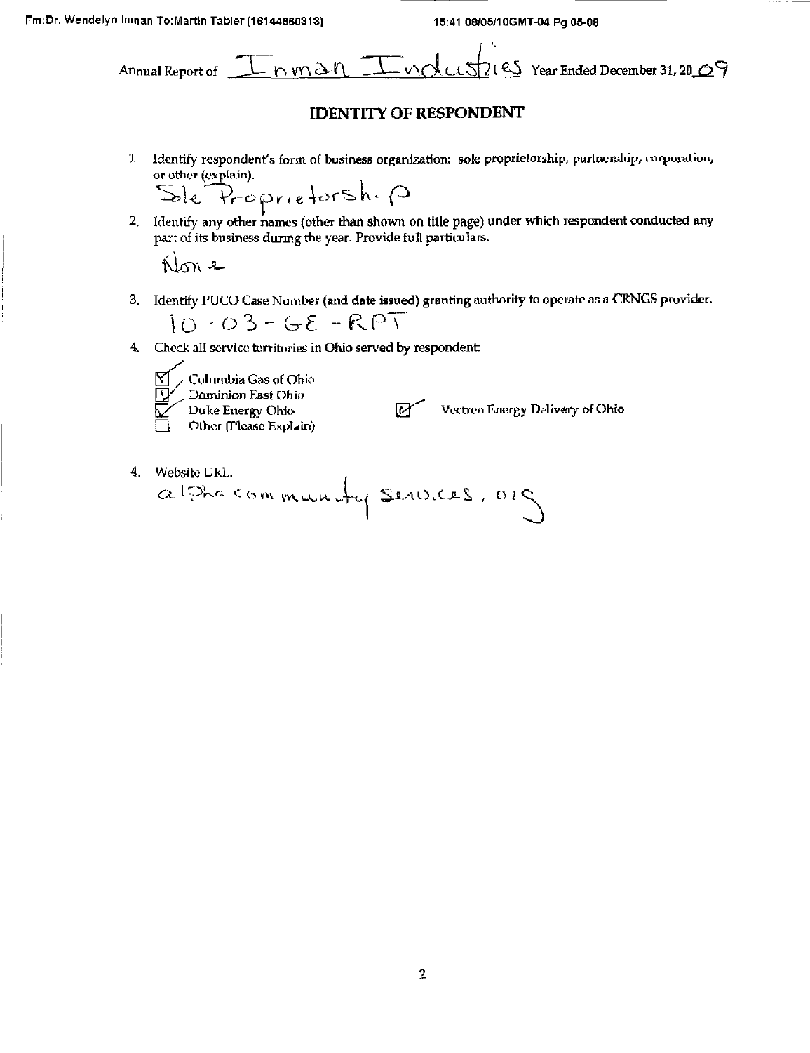Annual Report of Inman Industries Year Ended December 31, 2009

## IDENTITY OF RESPONDENT

1. Identify respondent's form of business organization: sole proprietorship, partnership, corporation, or other (explain).

   Sole Proprietorship

2. Identify any other names (other than shown on title page) under which respondent conducted any part of its business during the year. Provide full particulars.

   None

3. Identify PUCO Case Number (and date issued) granting authority to operate as a CRNGS provider.

   10-03-GE-RPT

4. Check all service territories in Ohio served by respondent:

   - [x] Columbia Gas of Ohio
   - [x] Dominion East Ohio
   - [x] Duke Energy Ohio
   - [ ] Other (Please Explain)
   - [x] Vectren Energy Delivery of Ohio

4. Website URL.

   alphacommunityservices.org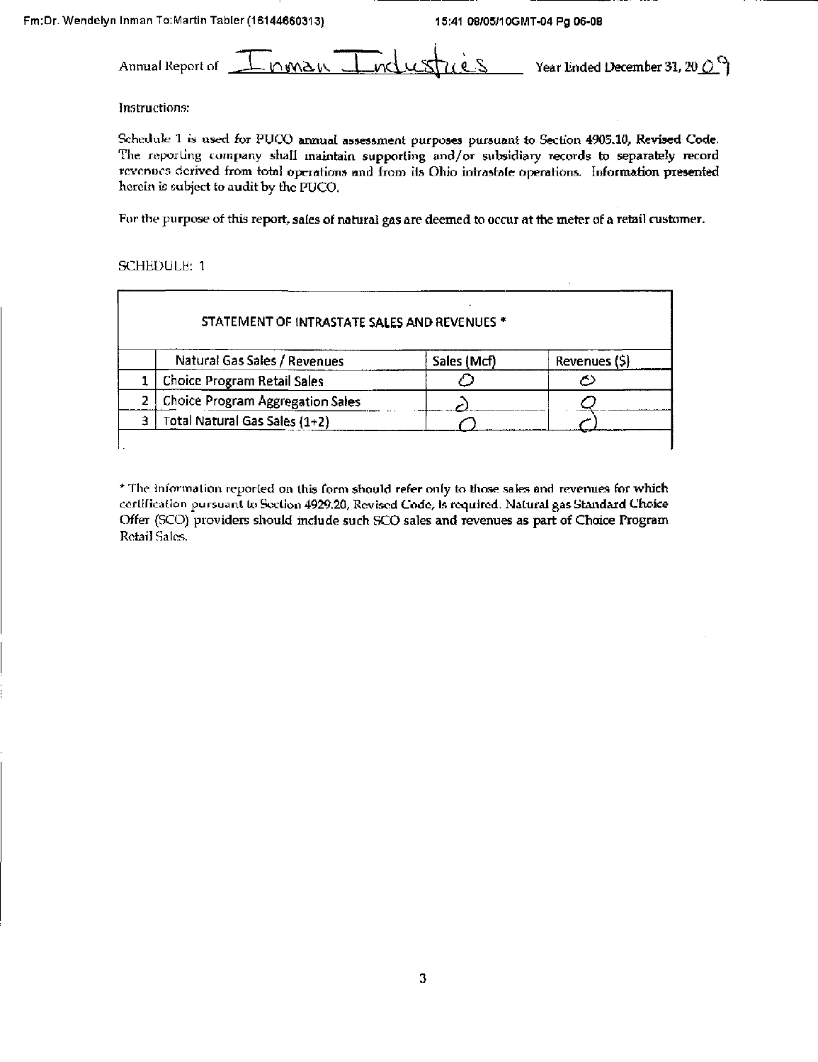Annual Report of Inman Industries Year Ended December 31, 2009

Instructions:

Schedule 1 is used for PUCO annual assessment purposes pursuant to Section 4905.10, Revised Code. The reporting company shall maintain supporting and/or subsidiary records to separately record revenues derived from total operations and from its Ohio intrastate operations. Information presented herein is subject to audit by the PUCO.

For the purpose of this report, sales of natural gas are deemed to occur at the meter of a retail customer.

SCHEDULE 1

| STATEMENT OF INTRASTATE SALES AND REVENUES * | | | |
|---|---|---|---|
| | Natural Gas Sales / Revenues | Sales (Mcf) | Revenues ($) |
| 1 | Choice Program Retail Sales | 0 | 0 |
| 2 | Choice Program Aggregation Sales | 0 | 0 |
| 3 | Total Natural Gas Sales (1+2) | 0 | 0 |

* The information reported on this form should refer only to those sales and revenues for which certification pursuant to Section 4929.20, Revised Code, is required. Natural gas Standard Choice Offer (SCO) providers should include such SCO sales and revenues as part of Choice Program Retail Sales.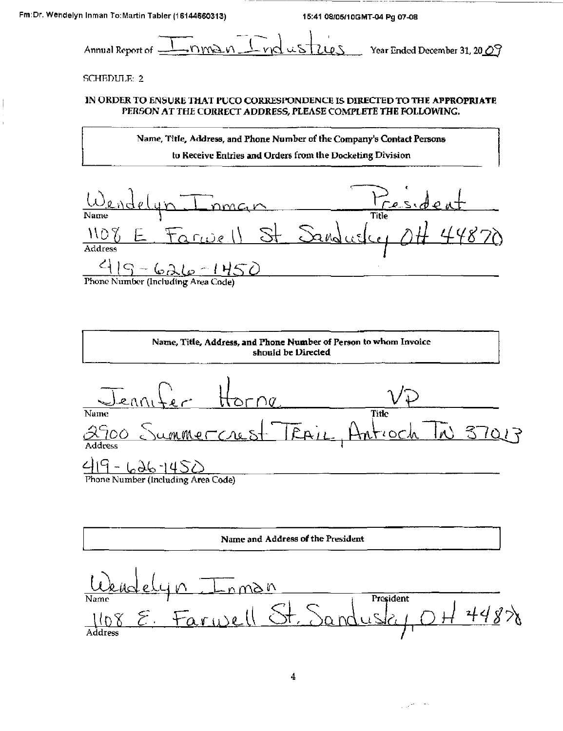Annual Report of Inman Industries Year Ended December 31, 2009

SCHEDULE: 2

**IN ORDER TO ENSURE THAT PUCO CORRESPONDENCE IS DIRECTED TO THE APPROPRIATE PERSON AT THE CORRECT ADDRESS, PLEASE COMPLETE THE FOLLOWING.**

**Name, Title, Address, and Phone Number of the Company's Contact Persons to Receive Entries and Orders from the Docketing Division**

Name: Wendelyn Inman
Title: President
Address: 1108 E. Farwell St Sandusky OH 44870
Phone Number (Including Area Code): 419-626-1450

**Name, Title, Address, and Phone Number of Person to whom Invoice should be Directed**

Name: Jennifer Horne
Title: VP
Address: 2900 Summercrest TRAIL, Antioch TN 37013
Phone Number (Including Area Code): 419-626-1450

**Name and Address of the President**

Name: Wendelyn Inman
President
Address: 1108 E. Farwell St. Sandusky, OH 44870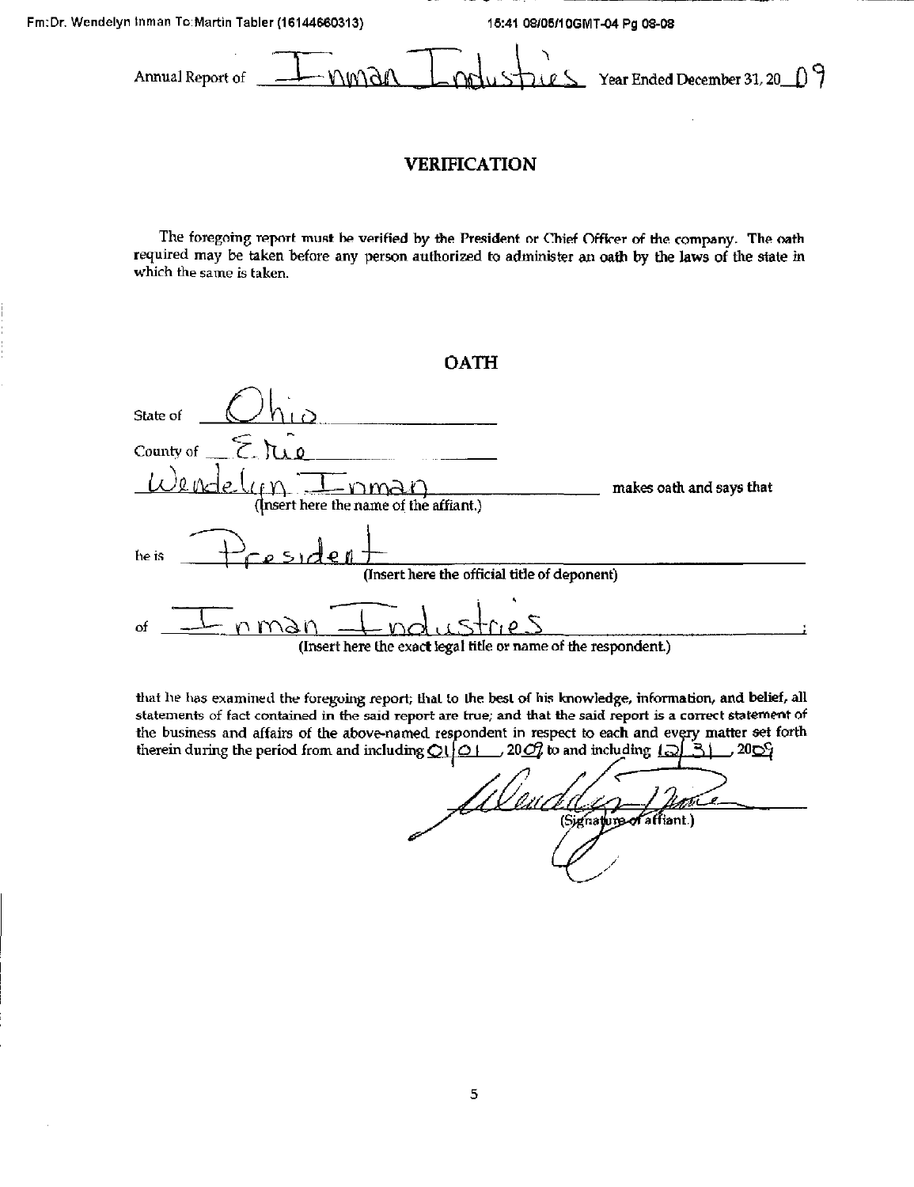Annual Report of Inman Industries Year Ended December 31, 2009

## VERIFICATION

The foregoing report must be verified by the President or Chief Officer of the company. The oath required may be taken before any person authorized to administer an oath by the laws of the state in which the same is taken.

## OATH

State of Ohio

County of Erie

Wendelyn Inman makes oath and says that
(Insert here the name of the affiant.)

he is President
(Insert here the official title of deponent)

of Inman Industries ;
(Insert here the exact legal title or name of the respondent.)

that he has examined the foregoing report; that to the best of his knowledge, information, and belief, all statements of fact contained in the said report are true; and that the said report is a correct statement of the business and affairs of the above-named respondent in respect to each and every matter set forth therein during the period from and including 01/01, 2009 to and including 12/31, 2009

(Signature of affiant.)